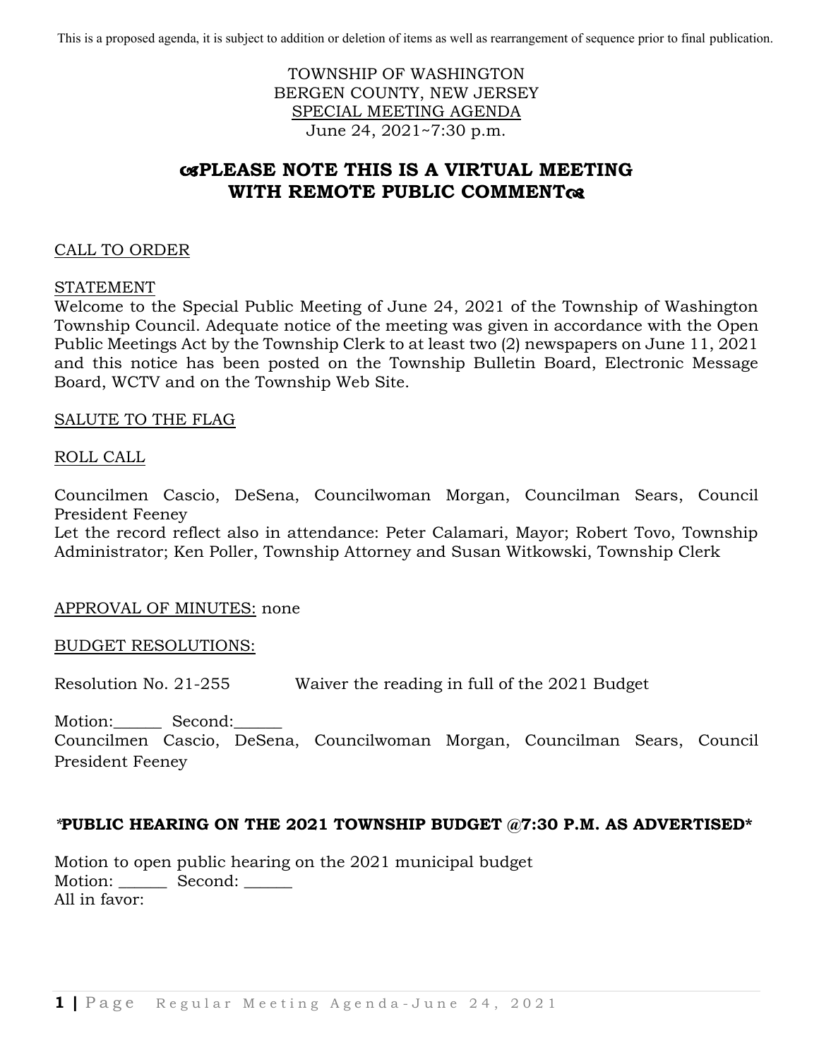This is a proposed agenda, it is subject to addition or deletion of items as well as rearrangement of sequence prior to final publication.

TOWNSHIP OF WASHINGTON
BERGEN COUNTY, NEW JERSEY
SPECIAL MEETING AGENDA
June 24, 2021~7:30 p.m.

# ✍PLEASE NOTE THIS IS A VIRTUAL MEETING WITH REMOTE PUBLIC COMMENT✍

CALL TO ORDER

STATEMENT

Welcome to the Special Public Meeting of June 24, 2021 of the Township of Washington Township Council. Adequate notice of the meeting was given in accordance with the Open Public Meetings Act by the Township Clerk to at least two (2) newspapers on June 11, 2021 and this notice has been posted on the Township Bulletin Board, Electronic Message Board, WCTV and on the Township Web Site.

SALUTE TO THE FLAG

ROLL CALL

Councilmen Cascio, DeSena, Councilwoman Morgan, Councilman Sears, Council President Feeney

Let the record reflect also in attendance: Peter Calamari, Mayor; Robert Tovo, Township Administrator; Ken Poller, Township Attorney and Susan Witkowski, Township Clerk

APPROVAL OF MINUTES: none

BUDGET RESOLUTIONS:

Resolution No. 21-255 Waiver the reading in full of the 2021 Budget

Motion:______ Second:______

Councilmen Cascio, DeSena, Councilwoman Morgan, Councilman Sears, Council President Feeney

**\*PUBLIC HEARING ON THE 2021 TOWNSHIP BUDGET @7:30 P.M. AS ADVERTISED\***

Motion to open public hearing on the 2021 municipal budget

Motion: ______ Second: ______

All in favor: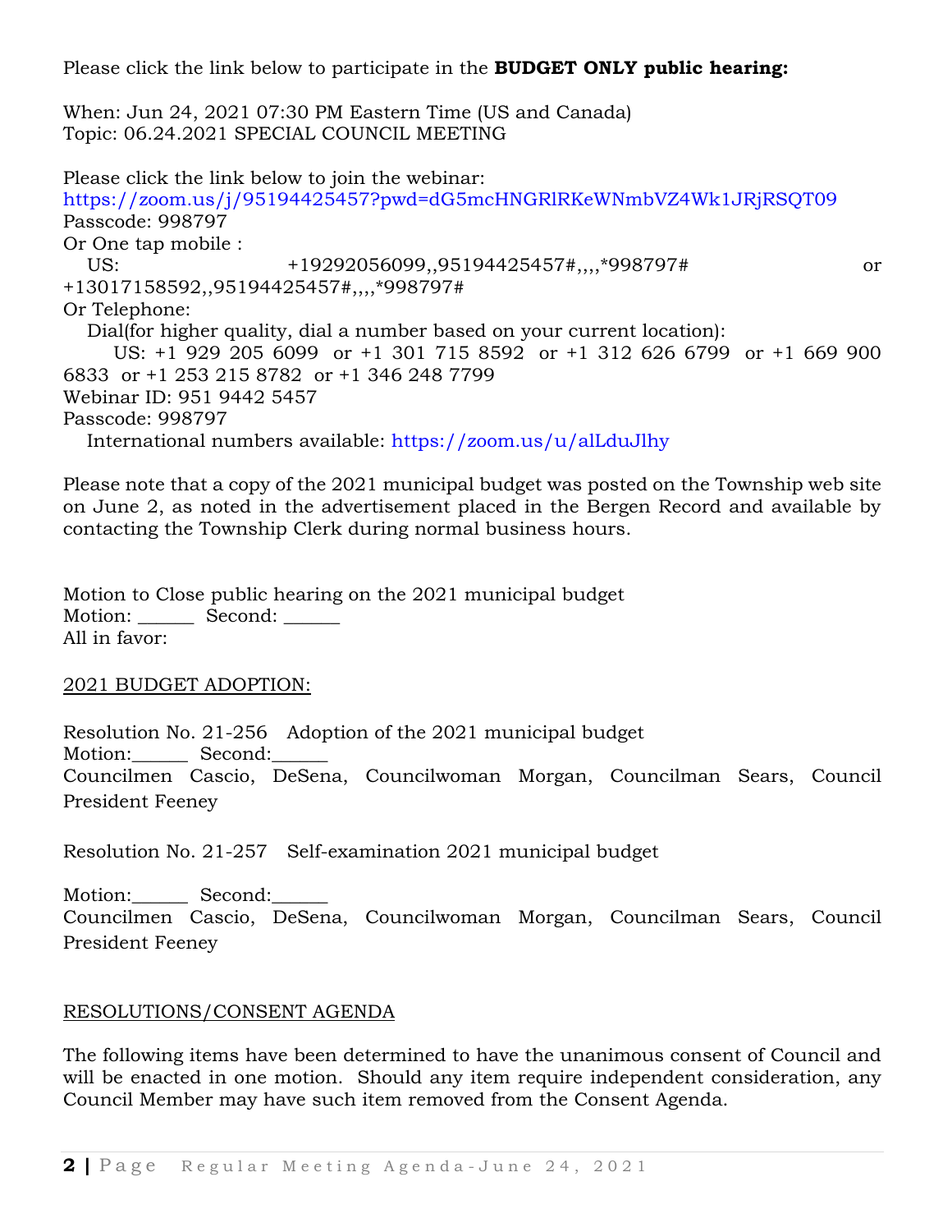Please click the link below to participate in the **BUDGET ONLY public hearing:**

When: Jun 24, 2021 07:30 PM Eastern Time (US and Canada)
Topic: 06.24.2021 SPECIAL COUNCIL MEETING

Please click the link below to join the webinar:
https://zoom.us/j/95194425457?pwd=dG5mcHNGRlRKeWNmbVZ4Wk1JRjRSQT09
Passcode: 998797
Or One tap mobile :
US: +19292056099,,95194425457#,,,,*998797# or +13017158592,,95194425457#,,,,*998797#
Or Telephone:
Dial(for higher quality, dial a number based on your current location):
US: +1 929 205 6099 or +1 301 715 8592 or +1 312 626 6799 or +1 669 900 6833 or +1 253 215 8782 or +1 346 248 7799
Webinar ID: 951 9442 5457
Passcode: 998797
International numbers available: https://zoom.us/u/alLduJlhy

Please note that a copy of the 2021 municipal budget was posted on the Township web site on June 2, as noted in the advertisement placed in the Bergen Record and available by contacting the Township Clerk during normal business hours.

Motion to Close public hearing on the 2021 municipal budget
Motion: ______ Second: ______
All in favor:

2021 BUDGET ADOPTION:

Resolution No. 21-256 Adoption of the 2021 municipal budget
Motion:______ Second:______
Councilmen Cascio, DeSena, Councilwoman Morgan, Councilman Sears, Council President Feeney

Resolution No. 21-257 Self-examination 2021 municipal budget

Motion:______ Second:______
Councilmen Cascio, DeSena, Councilwoman Morgan, Councilman Sears, Council President Feeney

RESOLUTIONS/CONSENT AGENDA

The following items have been determined to have the unanimous consent of Council and will be enacted in one motion. Should any item require independent consideration, any Council Member may have such item removed from the Consent Agenda.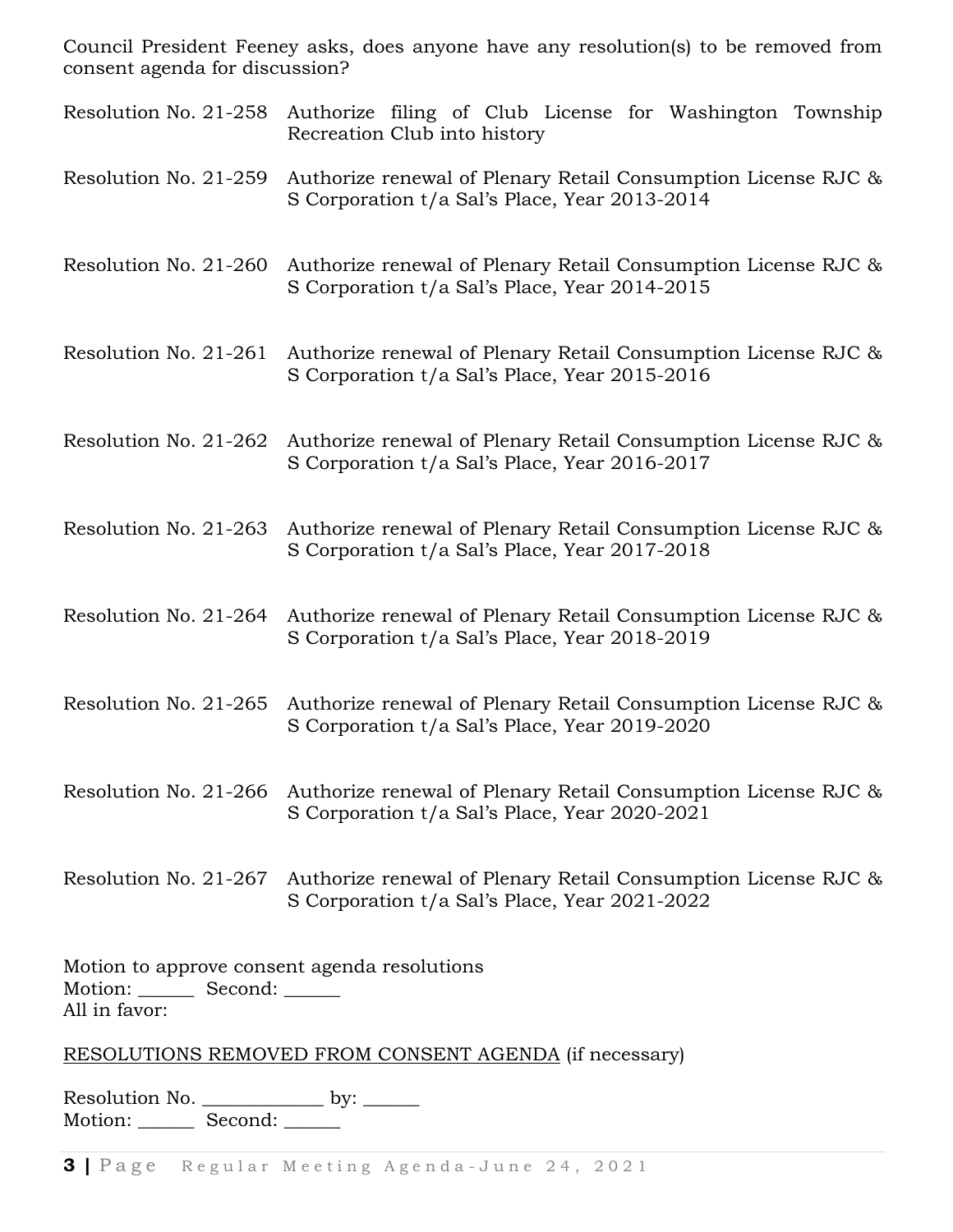Council President Feeney asks, does anyone have any resolution(s) to be removed from consent agenda for discussion?

Resolution No. 21-258 Authorize filing of Club License for Washington Township Recreation Club into history

Resolution No. 21-259 Authorize renewal of Plenary Retail Consumption License RJC & S Corporation t/a Sal's Place, Year 2013-2014

Resolution No. 21-260 Authorize renewal of Plenary Retail Consumption License RJC & S Corporation t/a Sal's Place, Year 2014-2015

Resolution No. 21-261 Authorize renewal of Plenary Retail Consumption License RJC & S Corporation t/a Sal's Place, Year 2015-2016

Resolution No. 21-262 Authorize renewal of Plenary Retail Consumption License RJC & S Corporation t/a Sal's Place, Year 2016-2017

Resolution No. 21-263 Authorize renewal of Plenary Retail Consumption License RJC & S Corporation t/a Sal's Place, Year 2017-2018

Resolution No. 21-264 Authorize renewal of Plenary Retail Consumption License RJC & S Corporation t/a Sal's Place, Year 2018-2019

Resolution No. 21-265 Authorize renewal of Plenary Retail Consumption License RJC & S Corporation t/a Sal's Place, Year 2019-2020

Resolution No. 21-266 Authorize renewal of Plenary Retail Consumption License RJC & S Corporation t/a Sal's Place, Year 2020-2021

Resolution No. 21-267 Authorize renewal of Plenary Retail Consumption License RJC & S Corporation t/a Sal's Place, Year 2021-2022

Motion to approve consent agenda resolutions
Motion: ______ Second: ______
All in favor:

<u>RESOLUTIONS REMOVED FROM CONSENT AGENDA</u> (if necessary)

Resolution No. ____________ by: ______
Motion: ______ Second: ______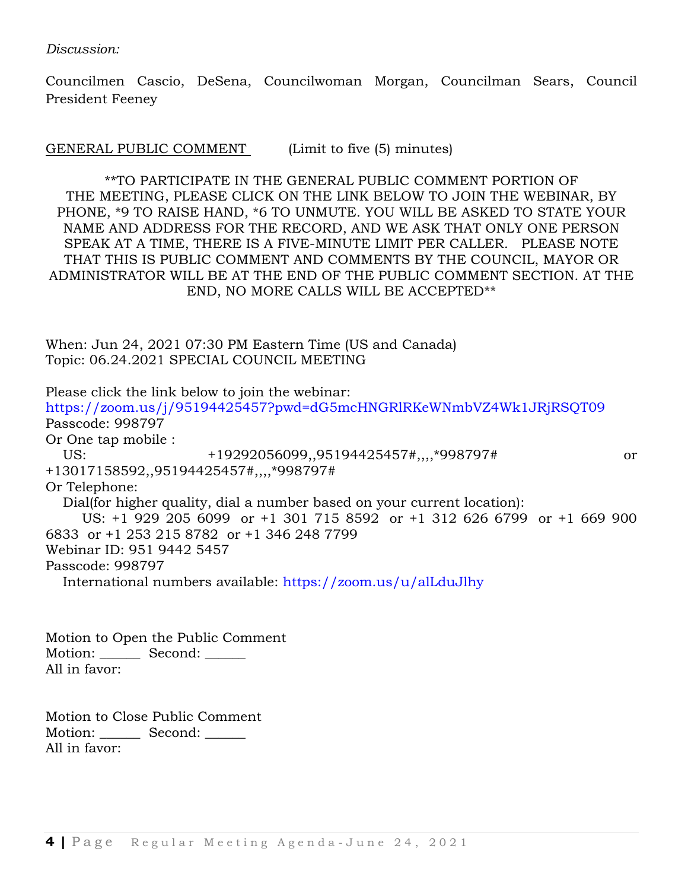*Discussion:*

Councilmen Cascio, DeSena, Councilwoman Morgan, Councilman Sears, Council President Feeney

GENERAL PUBLIC COMMENT (Limit to five (5) minutes)

**TO PARTICIPATE IN THE GENERAL PUBLIC COMMENT PORTION OF THE MEETING, PLEASE CLICK ON THE LINK BELOW TO JOIN THE WEBINAR, BY PHONE, *9 TO RAISE HAND, *6 TO UNMUTE. YOU WILL BE ASKED TO STATE YOUR NAME AND ADDRESS FOR THE RECORD, AND WE ASK THAT ONLY ONE PERSON SPEAK AT A TIME, THERE IS A FIVE-MINUTE LIMIT PER CALLER. PLEASE NOTE THAT THIS IS PUBLIC COMMENT AND COMMENTS BY THE COUNCIL, MAYOR OR ADMINISTRATOR WILL BE AT THE END OF THE PUBLIC COMMENT SECTION. AT THE END, NO MORE CALLS WILL BE ACCEPTED**

When: Jun 24, 2021 07:30 PM Eastern Time (US and Canada)
Topic: 06.24.2021 SPECIAL COUNCIL MEETING

Please click the link below to join the webinar:
https://zoom.us/j/95194425457?pwd=dG5mcHNGRlRKeWNmbVZ4Wk1JRjRSQT09
Passcode: 998797
Or One tap mobile :
US: +19292056099,,95194425457#,,,,*998797# or +13017158592,,95194425457#,,,,*998797#
Or Telephone:
Dial(for higher quality, dial a number based on your current location):
US: +1 929 205 6099 or +1 301 715 8592 or +1 312 626 6799 or +1 669 900 6833 or +1 253 215 8782 or +1 346 248 7799
Webinar ID: 951 9442 5457
Passcode: 998797
International numbers available: https://zoom.us/u/alLduJlhy

Motion to Open the Public Comment
Motion: ______ Second: ______
All in favor:

Motion to Close Public Comment
Motion: ______ Second: ______
All in favor: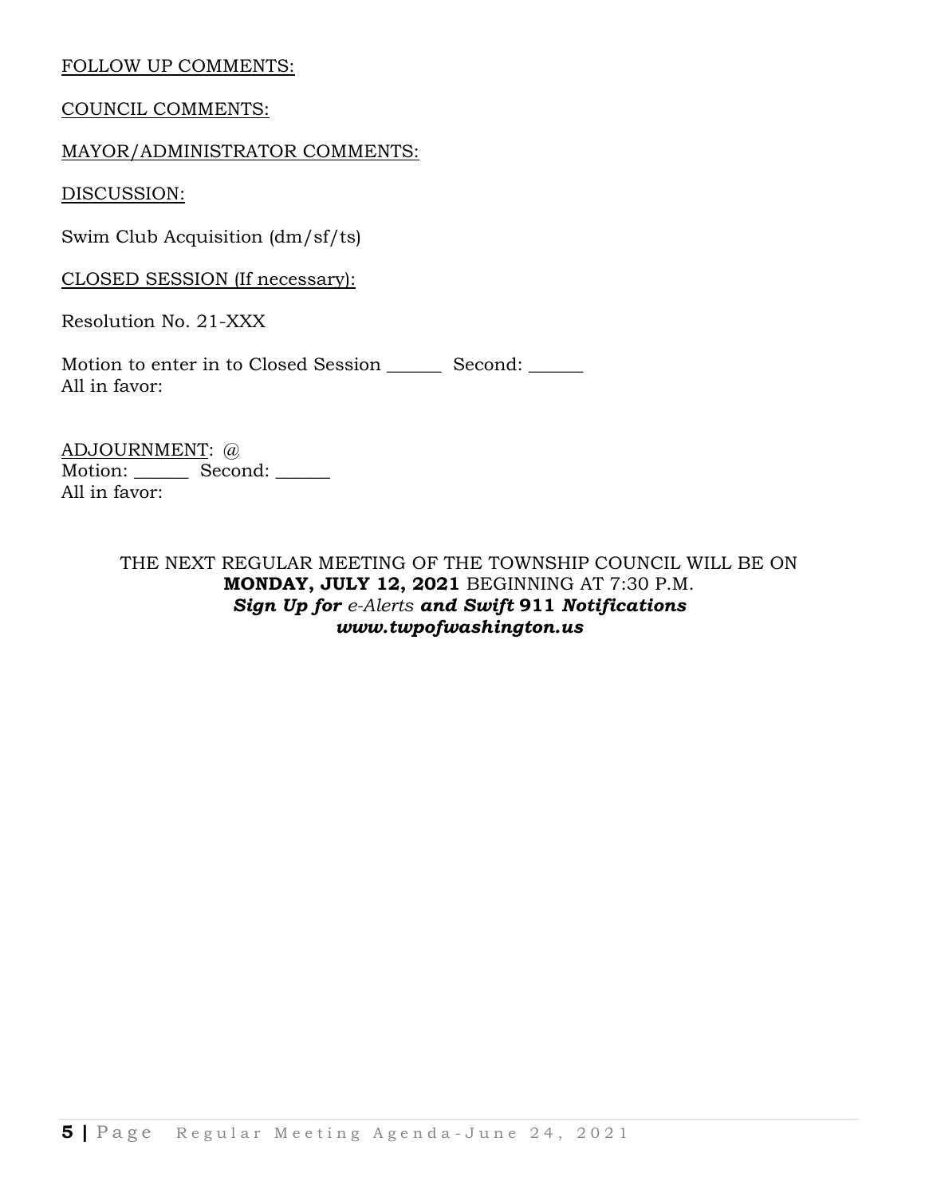FOLLOW UP COMMENTS:

COUNCIL COMMENTS:

MAYOR/ADMINISTRATOR COMMENTS:

DISCUSSION:

Swim Club Acquisition (dm/sf/ts)

CLOSED SESSION (If necessary):

Resolution No. 21-XXX

Motion to enter in to Closed Session ______ Second: ______
All in favor:

ADJOURNMENT: @
Motion: ______ Second: ______
All in favor:

THE NEXT REGULAR MEETING OF THE TOWNSHIP COUNCIL WILL BE ON **MONDAY, JULY 12, 2021** BEGINNING AT 7:30 P.M.
***Sign Up for*** *e-Alerts* ***and Swift* 911 *Notifications***
***www.twpofwashington.us***